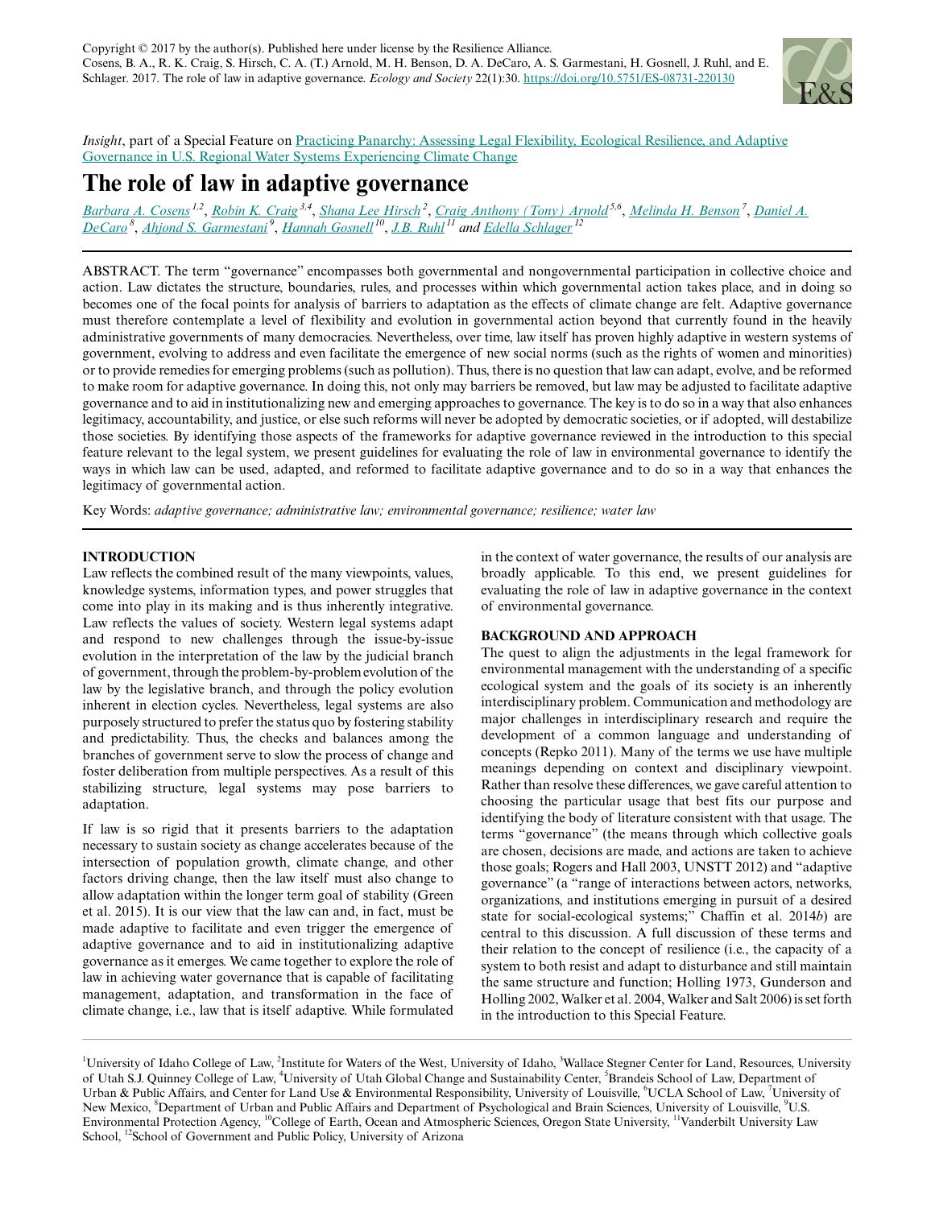Copyright © 2017 by the author(s). Published here under license by the Resilience Alliance.
Cosens, B. A., R. K. Craig, S. Hirsch, C. A. (T.) Arnold, M. H. Benson, D. A. DeCaro, A. S. Garmestani, H. Gosnell, J. Ruhl, and E. Schlager. 2017. The role of law in adaptive governance. *Ecology and Society* 22(1):30. https://doi.org/10.5751/ES-08731-220130

*Insight*, part of a Special Feature on Practicing Panarchy: Assessing Legal Flexibility, Ecological Resilience, and Adaptive Governance in U.S. Regional Water Systems Experiencing Climate Change

# The role of law in adaptive governance

Barbara A. Cosens[1,2], Robin K. Craig[3,4], Shana Lee Hirsch[2], Craig Anthony (Tony) Arnold[5,6], Melinda H. Benson[7], Daniel A. DeCaro[8], Ahjond S. Garmestani[9], Hannah Gosnell[10], J.B. Ruhl[11] and Edella Schlager[12]

ABSTRACT. The term "governance" encompasses both governmental and nongovernmental participation in collective choice and action. Law dictates the structure, boundaries, rules, and processes within which governmental action takes place, and in doing so becomes one of the focal points for analysis of barriers to adaptation as the effects of climate change are felt. Adaptive governance must therefore contemplate a level of flexibility and evolution in governmental action beyond that currently found in the heavily administrative governments of many democracies. Nevertheless, over time, law itself has proven highly adaptive in western systems of government, evolving to address and even facilitate the emergence of new social norms (such as the rights of women and minorities) or to provide remedies for emerging problems (such as pollution). Thus, there is no question that law can adapt, evolve, and be reformed to make room for adaptive governance. In doing this, not only may barriers be removed, but law may be adjusted to facilitate adaptive governance and to aid in institutionalizing new and emerging approaches to governance. The key is to do so in a way that also enhances legitimacy, accountability, and justice, or else such reforms will never be adopted by democratic societies, or if adopted, will destabilize those societies. By identifying those aspects of the frameworks for adaptive governance reviewed in the introduction to this special feature relevant to the legal system, we present guidelines for evaluating the role of law in environmental governance to identify the ways in which law can be used, adapted, and reformed to facilitate adaptive governance and to do so in a way that enhances the legitimacy of governmental action.

Key Words: *adaptive governance; administrative law; environmental governance; resilience; water law*

## INTRODUCTION

Law reflects the combined result of the many viewpoints, values, knowledge systems, information types, and power struggles that come into play in its making and is thus inherently integrative. Law reflects the values of society. Western legal systems adapt and respond to new challenges through the issue-by-issue evolution in the interpretation of the law by the judicial branch of government, through the problem-by-problem evolution of the law by the legislative branch, and through the policy evolution inherent in election cycles. Nevertheless, legal systems are also purposely structured to prefer the status quo by fostering stability and predictability. Thus, the checks and balances among the branches of government serve to slow the process of change and foster deliberation from multiple perspectives. As a result of this stabilizing structure, legal systems may pose barriers to adaptation.

If law is so rigid that it presents barriers to the adaptation necessary to sustain society as change accelerates because of the intersection of population growth, climate change, and other factors driving change, then the law itself must also change to allow adaptation within the longer term goal of stability (Green et al. 2015). It is our view that the law can and, in fact, must be made adaptive to facilitate and even trigger the emergence of adaptive governance and to aid in institutionalizing adaptive governance as it emerges. We came together to explore the role of law in achieving water governance that is capable of facilitating management, adaptation, and transformation in the face of climate change, i.e., law that is itself adaptive. While formulated in the context of water governance, the results of our analysis are broadly applicable. To this end, we present guidelines for evaluating the role of law in adaptive governance in the context of environmental governance.

## BACKGROUND AND APPROACH

The quest to align the adjustments in the legal framework for environmental management with the understanding of a specific ecological system and the goals of its society is an inherently interdisciplinary problem. Communication and methodology are major challenges in interdisciplinary research and require the development of a common language and understanding of concepts (Repko 2011). Many of the terms we use have multiple meanings depending on context and disciplinary viewpoint. Rather than resolve these differences, we gave careful attention to choosing the particular usage that best fits our purpose and identifying the body of literature consistent with that usage. The terms "governance" (the means through which collective goals are chosen, decisions are made, and actions are taken to achieve those goals; Rogers and Hall 2003, UNSTT 2012) and "adaptive governance" (a "range of interactions between actors, networks, organizations, and institutions emerging in pursuit of a desired state for social-ecological systems;" Chaffin et al. 2014*b*) are central to this discussion. A full discussion of these terms and their relation to the concept of resilience (i.e., the capacity of a system to both resist and adapt to disturbance and still maintain the same structure and function; Holling 1973, Gunderson and Holling 2002, Walker et al. 2004, Walker and Salt 2006) is set forth in the introduction to this Special Feature.

[1]University of Idaho College of Law, [2]Institute for Waters of the West, University of Idaho, [3]Wallace Stegner Center for Land, Resources, University of Utah S.J. Quinney College of Law, [4]University of Utah Global Change and Sustainability Center, [5]Brandeis School of Law, Department of Urban & Public Affairs, and Center for Land Use & Environmental Responsibility, University of Louisville, [6]UCLA School of Law, [7]University of New Mexico, [8]Department of Urban and Public Affairs and Department of Psychological and Brain Sciences, University of Louisville, [9]U.S. Environmental Protection Agency, [10]College of Earth, Ocean and Atmospheric Sciences, Oregon State University, [11]Vanderbilt University Law School, [12]School of Government and Public Policy, University of Arizona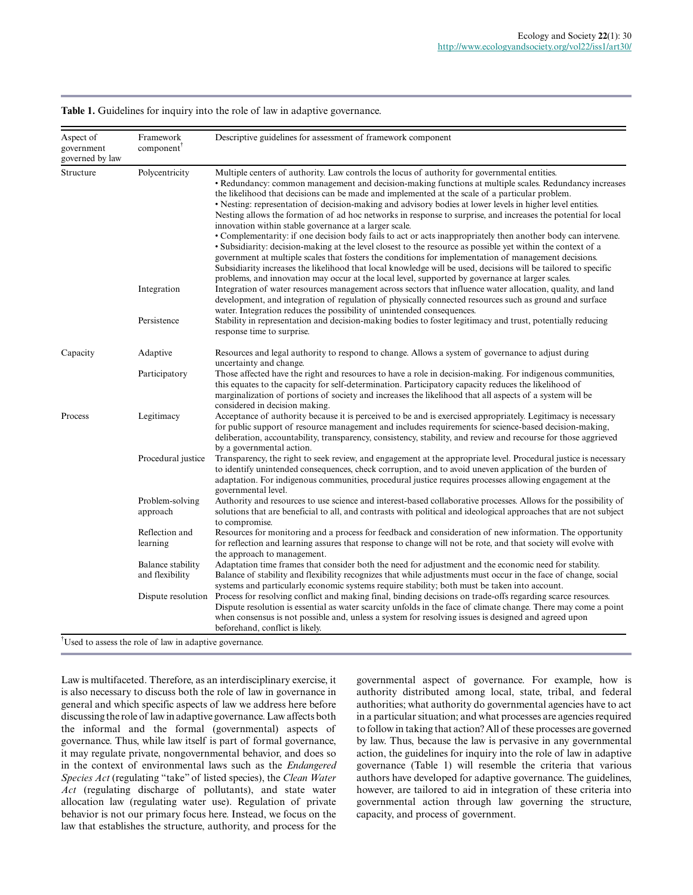**Table 1.** Guidelines for inquiry into the role of law in adaptive governance.

| Aspect of government governed by law | Framework component[†] | Descriptive guidelines for assessment of framework component |
|---|---|---|
| Structure | Polycentricity | Multiple centers of authority. Law controls the locus of authority for governmental entities. • Redundancy: common management and decision-making functions at multiple scales. Redundancy increases the likelihood that decisions can be made and implemented at the scale of a particular problem. • Nesting: representation of decision-making and advisory bodies at lower levels in higher level entities. Nesting allows the formation of ad hoc networks in response to surprise, and increases the potential for local innovation within stable governance at a larger scale. • Complementarity: if one decision body fails to act or acts inappropriately then another body can intervene. • Subsidiarity: decision-making at the level closest to the resource as possible yet within the context of a government at multiple scales that fosters the conditions for implementation of management decisions. Subsidiarity increases the likelihood that local knowledge will be used, decisions will be tailored to specific problems, and innovation may occur at the local level, supported by governance at larger scales. |
| | Integration | Integration of water resources management across sectors that influence water allocation, quality, and land development, and integration of regulation of physically connected resources such as ground and surface water. Integration reduces the possibility of unintended consequences. |
| | Persistence | Stability in representation and decision-making bodies to foster legitimacy and trust, potentially reducing response time to surprise. |
| Capacity | Adaptive | Resources and legal authority to respond to change. Allows a system of governance to adjust during uncertainty and change. |
| | Participatory | Those affected have the right and resources to have a role in decision-making. For indigenous communities, this equates to the capacity for self-determination. Participatory capacity reduces the likelihood of marginalization of portions of society and increases the likelihood that all aspects of a system will be considered in decision making. |
| Process | Legitimacy | Acceptance of authority because it is perceived to be and is exercised appropriately. Legitimacy is necessary for public support of resource management and includes requirements for science-based decision-making, deliberation, accountability, transparency, consistency, stability, and review and recourse for those aggrieved by a governmental action. |
| | Procedural justice | Transparency, the right to seek review, and engagement at the appropriate level. Procedural justice is necessary to identify unintended consequences, check corruption, and to avoid uneven application of the burden of adaptation. For indigenous communities, procedural justice requires processes allowing engagement at the governmental level. |
| | Problem-solving approach | Authority and resources to use science and interest-based collaborative processes. Allows for the possibility of solutions that are beneficial to all, and contrasts with political and ideological approaches that are not subject to compromise. |
| | Reflection and learning | Resources for monitoring and a process for feedback and consideration of new information. The opportunity for reflection and learning assures that response to change will not be rote, and that society will evolve with the approach to management. |
| | Balance stability and flexibility | Adaptation time frames that consider both the need for adjustment and the economic need for stability. Balance of stability and flexibility recognizes that while adjustments must occur in the face of change, social systems and particularly economic systems require stability; both must be taken into account. |
| | Dispute resolution | Process for resolving conflict and making final, binding decisions on trade-offs regarding scarce resources. Dispute resolution is essential as water scarcity unfolds in the face of climate change. There may come a point when consensus is not possible and, unless a system for resolving issues is designed and agreed upon beforehand, conflict is likely. |

[†]Used to assess the role of law in adaptive governance.

Law is multifaceted. Therefore, as an interdisciplinary exercise, it is also necessary to discuss both the role of law in governance in general and which specific aspects of law we address here before discussing the role of law in adaptive governance. Law affects both the informal and the formal (governmental) aspects of governance. Thus, while law itself is part of formal governance, it may regulate private, nongovernmental behavior, and does so in the context of environmental laws such as the *Endangered Species Act* (regulating "take" of listed species), the *Clean Water Act* (regulating discharge of pollutants), and state water allocation law (regulating water use). Regulation of private behavior is not our primary focus here. Instead, we focus on the law that establishes the structure, authority, and process for the governmental aspect of governance. For example, how is authority distributed among local, state, tribal, and federal authorities; what authority do governmental agencies have to act in a particular situation; and what processes are agencies required to follow in taking that action? All of these processes are governed by law. Thus, because the law is pervasive in any governmental action, the guidelines for inquiry into the role of law in adaptive governance (Table 1) will resemble the criteria that various authors have developed for adaptive governance. The guidelines, however, are tailored to aid in integration of these criteria into governmental action through law governing the structure, capacity, and process of government.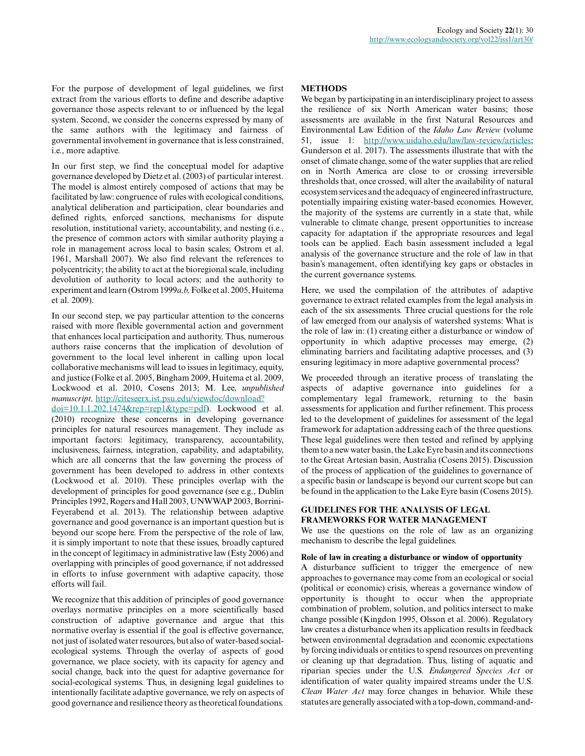For the purpose of development of legal guidelines, we first extract from the various efforts to define and describe adaptive governance those aspects relevant to or influenced by the legal system. Second, we consider the concerns expressed by many of the same authors with the legitimacy and fairness of governmental involvement in governance that is less constrained, i.e., more adaptive.

In our first step, we find the conceptual model for adaptive governance developed by Dietz et al. (2003) of particular interest. The model is almost entirely composed of actions that may be facilitated by law: congruence of rules with ecological conditions, analytical deliberation and participation, clear boundaries and defined rights, enforced sanctions, mechanisms for dispute resolution, institutional variety, accountability, and nesting (i.e., the presence of common actors with similar authority playing a role in management across local to basin scales; Ostrom et al. 1961, Marshall 2007). We also find relevant the references to polycentricity; the ability to act at the bioregional scale, including devolution of authority to local actors; and the authority to experiment and learn (Ostrom 1999*a,b,* Folke et al. 2005, Huitema et al. 2009).

In our second step, we pay particular attention to the concerns raised with more flexible governmental action and government that enhances local participation and authority. Thus, numerous authors raise concerns that the implication of devolution of government to the local level inherent in calling upon local collaborative mechanisms will lead to issues in legitimacy, equity, and justice (Folke et al. 2005, Bingham 2009, Huitema et al. 2009, Lockwood et al. 2010, Cosens 2013; M. Lee, *unpublished manuscript,* http://citeseerx.ist.psu.edu/viewdoc/download?doi=10.1.1.202.1474&rep=rep1&type=pdf). Lockwood et al. (2010) recognize these concerns in developing governance principles for natural resources management. They include as important factors: legitimacy, transparency, accountability, inclusiveness, fairness, integration, capability, and adaptability, which are all concerns that the law governing the process of government has been developed to address in other contexts (Lockwood et al. 2010). These principles overlap with the development of principles for good governance (see e.g., Dublin Principles 1992, Rogers and Hall 2003, UNWWAP 2003, Borrini-Feyerabend et al. 2013). The relationship between adaptive governance and good governance is an important question but is beyond our scope here. From the perspective of the role of law, it is simply important to note that these issues, broadly captured in the concept of legitimacy in administrative law (Esty 2006) and overlapping with principles of good governance, if not addressed in efforts to infuse government with adaptive capacity, those efforts will fail.

We recognize that this addition of principles of good governance overlays normative principles on a more scientifically based construction of adaptive governance and argue that this normative overlay is essential if the goal is effective governance, not just of isolated water resources, but also of water-based social-ecological systems. Through the overlay of aspects of good governance, we place society, with its capacity for agency and social change, back into the quest for adaptive governance for social-ecological systems. Thus, in designing legal guidelines to intentionally facilitate adaptive governance, we rely on aspects of good governance and resilience theory as theoretical foundations.

## METHODS

We began by participating in an interdisciplinary project to assess the resilience of six North American water basins; those assessments are available in the first Natural Resources and Environmental Law Edition of the *Idaho Law Review* (volume 51, issue 1: http://www.uidaho.edu/law/law-review/articles; Gunderson et al. 2017). The assessments illustrate that with the onset of climate change, some of the water supplies that are relied on in North America are close to or crossing irreversible thresholds that, once crossed, will alter the availability of natural ecosystem services and the adequacy of engineered infrastructure, potentially impairing existing water-based economies. However, the majority of the systems are currently in a state that, while vulnerable to climate change, present opportunities to increase capacity for adaptation if the appropriate resources and legal tools can be applied. Each basin assessment included a legal analysis of the governance structure and the role of law in that basin's management, often identifying key gaps or obstacles in the current governance systems.

Here, we used the compilation of the attributes of adaptive governance to extract related examples from the legal analysis in each of the six assessments. Three crucial questions for the role of law emerged from our analysis of watershed systems: What is the role of law in: (1) creating either a disturbance or window of opportunity in which adaptive processes may emerge, (2) eliminating barriers and facilitating adaptive processes, and (3) ensuring legitimacy in more adaptive governmental process?

We proceeded through an iterative process of translating the aspects of adaptive governance into guidelines for a complementary legal framework, returning to the basin assessments for application and further refinement. This process led to the development of guidelines for assessment of the legal framework for adaptation addressing each of the three questions. These legal guidelines were then tested and refined by applying them to a new water basin, the Lake Eyre basin and its connections to the Great Artesian basin, Australia (Cosens 2015). Discussion of the process of application of the guidelines to governance of a specific basin or landscape is beyond our current scope but can be found in the application to the Lake Eyre basin (Cosens 2015).

## GUIDELINES FOR THE ANALYSIS OF LEGAL FRAMEWORKS FOR WATER MANAGEMENT

We use the questions on the role of law as an organizing mechanism to describe the legal guidelines.

### Role of law in creating a disturbance or window of opportunity

A disturbance sufficient to trigger the emergence of new approaches to governance may come from an ecological or social (political or economic) crisis, whereas a governance window of opportunity is thought to occur when the appropriate combination of problem, solution, and politics intersect to make change possible (Kingdon 1995, Olsson et al. 2006). Regulatory law creates a disturbance when its application results in feedback between environmental degradation and economic expectations by forcing individuals or entities to spend resources on preventing or cleaning up that degradation. Thus, listing of aquatic and riparian species under the U.S. *Endangered Species Act* or identification of water quality impaired streams under the U.S. *Clean Water Act* may force changes in behavior. While these statutes are generally associated with a top-down, command-and-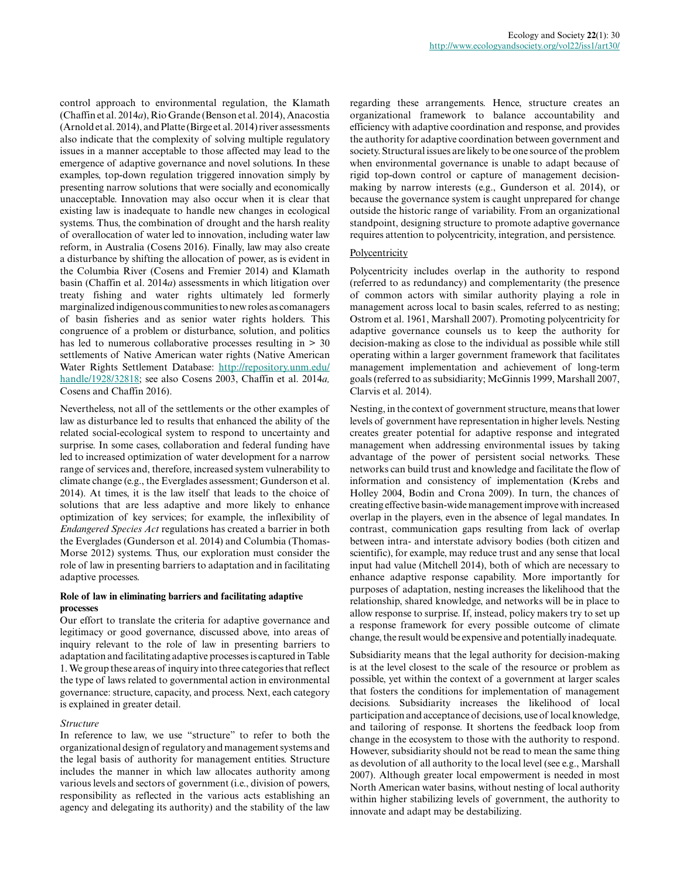control approach to environmental regulation, the Klamath (Chaffin et al. 2014*a*), Rio Grande (Benson et al. 2014), Anacostia (Arnold et al. 2014), and Platte (Birge et al. 2014) river assessments also indicate that the complexity of solving multiple regulatory issues in a manner acceptable to those affected may lead to the emergence of adaptive governance and novel solutions. In these examples, top-down regulation triggered innovation simply by presenting narrow solutions that were socially and economically unacceptable. Innovation may also occur when it is clear that existing law is inadequate to handle new changes in ecological systems. Thus, the combination of drought and the harsh reality of overallocation of water led to innovation, including water law reform, in Australia (Cosens 2016). Finally, law may also create a disturbance by shifting the allocation of power, as is evident in the Columbia River (Cosens and Fremier 2014) and Klamath basin (Chaffin et al. 2014*a*) assessments in which litigation over treaty fishing and water rights ultimately led formerly marginalized indigenous communities to new roles as comanagers of basin fisheries and as senior water rights holders. This congruence of a problem or disturbance, solution, and politics has led to numerous collaborative processes resulting in > 30 settlements of Native American water rights (Native American Water Rights Settlement Database: http://repository.unm.edu/handle/1928/32818; see also Cosens 2003, Chaffin et al. 2014*a*, Cosens and Chaffin 2016).

Nevertheless, not all of the settlements or the other examples of law as disturbance led to results that enhanced the ability of the related social-ecological system to respond to uncertainty and surprise. In some cases, collaboration and federal funding have led to increased optimization of water development for a narrow range of services and, therefore, increased system vulnerability to climate change (e.g., the Everglades assessment; Gunderson et al. 2014). At times, it is the law itself that leads to the choice of solutions that are less adaptive and more likely to enhance optimization of key services; for example, the inflexibility of *Endangered Species Act* regulations has created a barrier in both the Everglades (Gunderson et al. 2014) and Columbia (Thomas-Morse 2012) systems. Thus, our exploration must consider the role of law in presenting barriers to adaptation and in facilitating adaptive processes.

### Role of law in eliminating barriers and facilitating adaptive processes

Our effort to translate the criteria for adaptive governance and legitimacy or good governance, discussed above, into areas of inquiry relevant to the role of law in presenting barriers to adaptation and facilitating adaptive processes is captured in Table 1. We group these areas of inquiry into three categories that reflect the type of laws related to governmental action in environmental governance: structure, capacity, and process. Next, each category is explained in greater detail.

#### *Structure*

In reference to law, we use "structure" to refer to both the organizational design of regulatory and management systems and the legal basis of authority for management entities. Structure includes the manner in which law allocates authority among various levels and sectors of government (i.e., division of powers, responsibility as reflected in the various acts establishing an agency and delegating its authority) and the stability of the law regarding these arrangements. Hence, structure creates an organizational framework to balance accountability and efficiency with adaptive coordination and response, and provides the authority for adaptive coordination between government and society. Structural issues are likely to be one source of the problem when environmental governance is unable to adapt because of rigid top-down control or capture of management decision-making by narrow interests (e.g., Gunderson et al. 2014), or because the governance system is caught unprepared for change outside the historic range of variability. From an organizational standpoint, designing structure to promote adaptive governance requires attention to polycentricity, integration, and persistence.

##### Polycentricity

Polycentricity includes overlap in the authority to respond (referred to as redundancy) and complementarity (the presence of common actors with similar authority playing a role in management across local to basin scales, referred to as nesting; Ostrom et al. 1961, Marshall 2007). Promoting polycentricity for adaptive governance counsels us to keep the authority for decision-making as close to the individual as possible while still operating within a larger government framework that facilitates management implementation and achievement of long-term goals (referred to as subsidiarity; McGinnis 1999, Marshall 2007, Clarvis et al. 2014).

Nesting, in the context of government structure, means that lower levels of government have representation in higher levels. Nesting creates greater potential for adaptive response and integrated management when addressing environmental issues by taking advantage of the power of persistent social networks. These networks can build trust and knowledge and facilitate the flow of information and consistency of implementation (Krebs and Holley 2004, Bodin and Crona 2009). In turn, the chances of creating effective basin-wide management improve with increased overlap in the players, even in the absence of legal mandates. In contrast, communication gaps resulting from lack of overlap between intra- and interstate advisory bodies (both citizen and scientific), for example, may reduce trust and any sense that local input had value (Mitchell 2014), both of which are necessary to enhance adaptive response capability. More importantly for purposes of adaptation, nesting increases the likelihood that the relationship, shared knowledge, and networks will be in place to allow response to surprise. If, instead, policy makers try to set up a response framework for every possible outcome of climate change, the result would be expensive and potentially inadequate.

Subsidiarity means that the legal authority for decision-making is at the level closest to the scale of the resource or problem as possible, yet within the context of a government at larger scales that fosters the conditions for implementation of management decisions. Subsidiarity increases the likelihood of local participation and acceptance of decisions, use of local knowledge, and tailoring of response. It shortens the feedback loop from change in the ecosystem to those with the authority to respond. However, subsidiarity should not be read to mean the same thing as devolution of all authority to the local level (see e.g., Marshall 2007). Although greater local empowerment is needed in most North American water basins, without nesting of local authority within higher stabilizing levels of government, the authority to innovate and adapt may be destabilizing.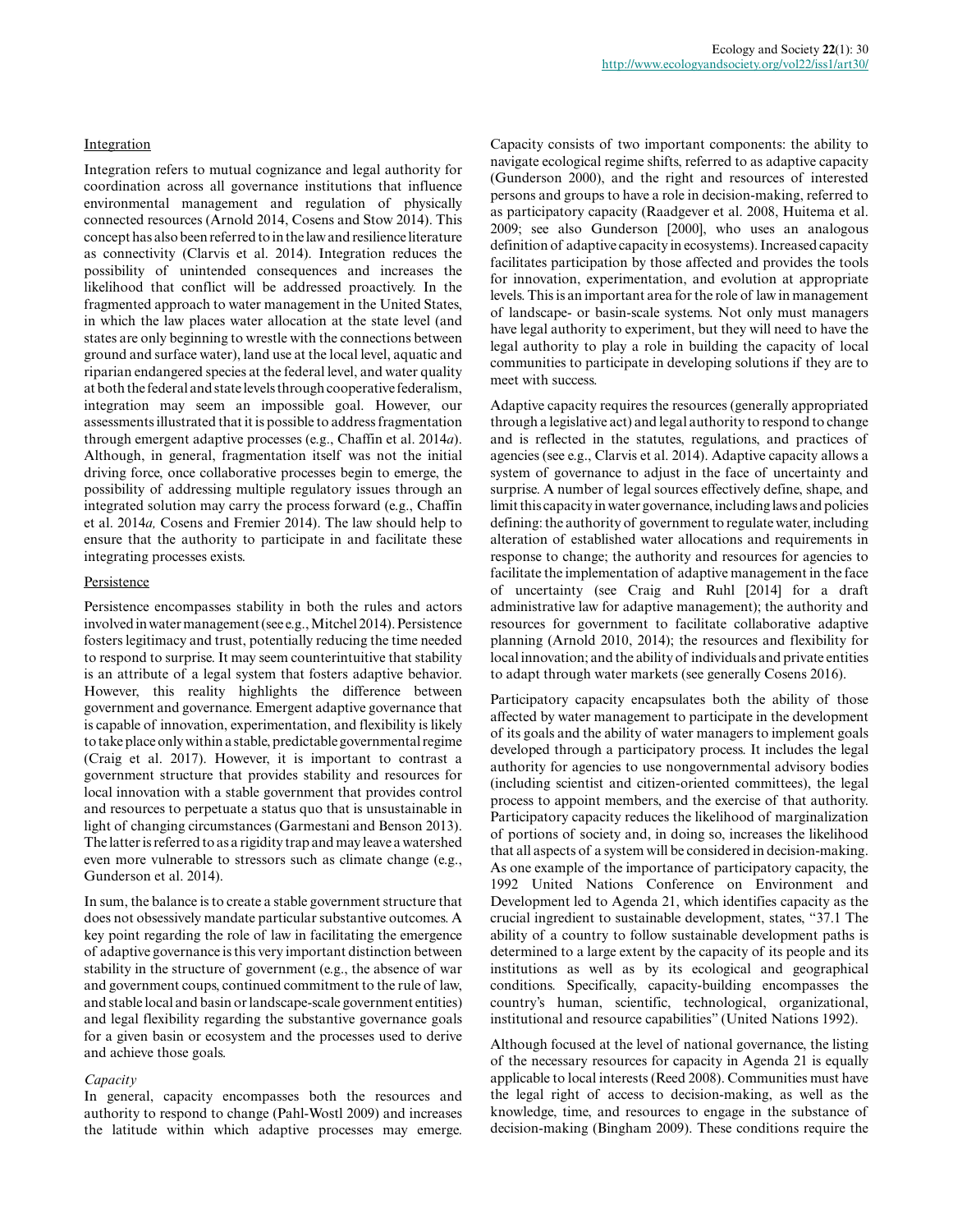### Integration

Integration refers to mutual cognizance and legal authority for coordination across all governance institutions that influence environmental management and regulation of physically connected resources (Arnold 2014, Cosens and Stow 2014). This concept has also been referred to in the law and resilience literature as connectivity (Clarvis et al. 2014). Integration reduces the possibility of unintended consequences and increases the likelihood that conflict will be addressed proactively. In the fragmented approach to water management in the United States, in which the law places water allocation at the state level (and states are only beginning to wrestle with the connections between ground and surface water), land use at the local level, aquatic and riparian endangered species at the federal level, and water quality at both the federal and state levels through cooperative federalism, integration may seem an impossible goal. However, our assessments illustrated that it is possible to address fragmentation through emergent adaptive processes (e.g., Chaffin et al. 2014*a*). Although, in general, fragmentation itself was not the initial driving force, once collaborative processes begin to emerge, the possibility of addressing multiple regulatory issues through an integrated solution may carry the process forward (e.g., Chaffin et al. 2014*a,* Cosens and Fremier 2014). The law should help to ensure that the authority to participate in and facilitate these integrating processes exists.

### Persistence

Persistence encompasses stability in both the rules and actors involved in water management (see e.g., Mitchel 2014). Persistence fosters legitimacy and trust, potentially reducing the time needed to respond to surprise. It may seem counterintuitive that stability is an attribute of a legal system that fosters adaptive behavior. However, this reality highlights the difference between government and governance. Emergent adaptive governance that is capable of innovation, experimentation, and flexibility is likely to take place only within a stable, predictable governmental regime (Craig et al. 2017). However, it is important to contrast a government structure that provides stability and resources for local innovation with a stable government that provides control and resources to perpetuate a status quo that is unsustainable in light of changing circumstances (Garmestani and Benson 2013). The latter is referred to as a rigidity trap and may leave a watershed even more vulnerable to stressors such as climate change (e.g., Gunderson et al. 2014).

In sum, the balance is to create a stable government structure that does not obsessively mandate particular substantive outcomes. A key point regarding the role of law in facilitating the emergence of adaptive governance is this very important distinction between stability in the structure of government (e.g., the absence of war and government coups, continued commitment to the rule of law, and stable local and basin or landscape-scale government entities) and legal flexibility regarding the substantive governance goals for a given basin or ecosystem and the processes used to derive and achieve those goals.

#### *Capacity*

In general, capacity encompasses both the resources and authority to respond to change (Pahl-Wostl 2009) and increases the latitude within which adaptive processes may emerge. Capacity consists of two important components: the ability to navigate ecological regime shifts, referred to as adaptive capacity (Gunderson 2000), and the right and resources of interested persons and groups to have a role in decision-making, referred to as participatory capacity (Raadgever et al. 2008, Huitema et al. 2009; see also Gunderson [2000], who uses an analogous definition of adaptive capacity in ecosystems). Increased capacity facilitates participation by those affected and provides the tools for innovation, experimentation, and evolution at appropriate levels. This is an important area for the role of law in management of landscape- or basin-scale systems. Not only must managers have legal authority to experiment, but they will need to have the legal authority to play a role in building the capacity of local communities to participate in developing solutions if they are to meet with success.

Adaptive capacity requires the resources (generally appropriated through a legislative act) and legal authority to respond to change and is reflected in the statutes, regulations, and practices of agencies (see e.g., Clarvis et al. 2014). Adaptive capacity allows a system of governance to adjust in the face of uncertainty and surprise. A number of legal sources effectively define, shape, and limit this capacity in water governance, including laws and policies defining: the authority of government to regulate water, including alteration of established water allocations and requirements in response to change; the authority and resources for agencies to facilitate the implementation of adaptive management in the face of uncertainty (see Craig and Ruhl [2014] for a draft administrative law for adaptive management); the authority and resources for government to facilitate collaborative adaptive planning (Arnold 2010, 2014); the resources and flexibility for local innovation; and the ability of individuals and private entities to adapt through water markets (see generally Cosens 2016).

Participatory capacity encapsulates both the ability of those affected by water management to participate in the development of its goals and the ability of water managers to implement goals developed through a participatory process. It includes the legal authority for agencies to use nongovernmental advisory bodies (including scientist and citizen-oriented committees), the legal process to appoint members, and the exercise of that authority. Participatory capacity reduces the likelihood of marginalization of portions of society and, in doing so, increases the likelihood that all aspects of a system will be considered in decision-making. As one example of the importance of participatory capacity, the 1992 United Nations Conference on Environment and Development led to Agenda 21, which identifies capacity as the crucial ingredient to sustainable development, states, "37.1 The ability of a country to follow sustainable development paths is determined to a large extent by the capacity of its people and its institutions as well as by its ecological and geographical conditions. Specifically, capacity-building encompasses the country's human, scientific, technological, organizational, institutional and resource capabilities" (United Nations 1992).

Although focused at the level of national governance, the listing of the necessary resources for capacity in Agenda 21 is equally applicable to local interests (Reed 2008). Communities must have the legal right of access to decision-making, as well as the knowledge, time, and resources to engage in the substance of decision-making (Bingham 2009). These conditions require the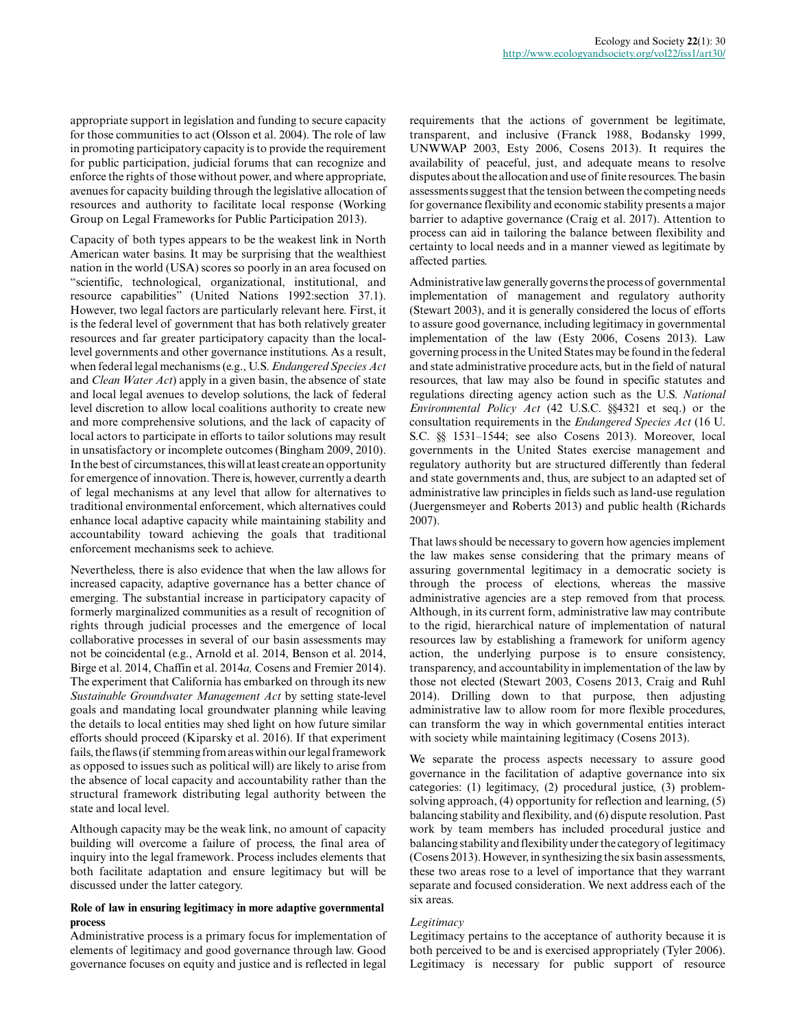appropriate support in legislation and funding to secure capacity for those communities to act (Olsson et al. 2004). The role of law in promoting participatory capacity is to provide the requirement for public participation, judicial forums that can recognize and enforce the rights of those without power, and where appropriate, avenues for capacity building through the legislative allocation of resources and authority to facilitate local response (Working Group on Legal Frameworks for Public Participation 2013).

Capacity of both types appears to be the weakest link in North American water basins. It may be surprising that the wealthiest nation in the world (USA) scores so poorly in an area focused on "scientific, technological, organizational, institutional, and resource capabilities" (United Nations 1992:section 37.1). However, two legal factors are particularly relevant here. First, it is the federal level of government that has both relatively greater resources and far greater participatory capacity than the local-level governments and other governance institutions. As a result, when federal legal mechanisms (e.g., U.S. *Endangered Species Act* and *Clean Water Act*) apply in a given basin, the absence of state and local legal avenues to develop solutions, the lack of federal level discretion to allow local coalitions authority to create new and more comprehensive solutions, and the lack of capacity of local actors to participate in efforts to tailor solutions may result in unsatisfactory or incomplete outcomes (Bingham 2009, 2010). In the best of circumstances, this will at least create an opportunity for emergence of innovation. There is, however, currently a dearth of legal mechanisms at any level that allow for alternatives to traditional environmental enforcement, which alternatives could enhance local adaptive capacity while maintaining stability and accountability toward achieving the goals that traditional enforcement mechanisms seek to achieve.

Nevertheless, there is also evidence that when the law allows for increased capacity, adaptive governance has a better chance of emerging. The substantial increase in participatory capacity of formerly marginalized communities as a result of recognition of rights through judicial processes and the emergence of local collaborative processes in several of our basin assessments may not be coincidental (e.g., Arnold et al. 2014, Benson et al. 2014, Birge et al. 2014, Chaffin et al. 2014*a,* Cosens and Fremier 2014). The experiment that California has embarked on through its new *Sustainable Groundwater Management Act* by setting state-level goals and mandating local groundwater planning while leaving the details to local entities may shed light on how future similar efforts should proceed (Kiparsky et al. 2016). If that experiment fails, the flaws (if stemming from areas within our legal framework as opposed to issues such as political will) are likely to arise from the absence of local capacity and accountability rather than the structural framework distributing legal authority between the state and local level.

Although capacity may be the weak link, no amount of capacity building will overcome a failure of process, the final area of inquiry into the legal framework. Process includes elements that both facilitate adaptation and ensure legitimacy but will be discussed under the latter category.

**Role of law in ensuring legitimacy in more adaptive governmental process**

Administrative process is a primary focus for implementation of elements of legitimacy and good governance through law. Good governance focuses on equity and justice and is reflected in legal requirements that the actions of government be legitimate, transparent, and inclusive (Franck 1988, Bodansky 1999, UNWWAP 2003, Esty 2006, Cosens 2013). It requires the availability of peaceful, just, and adequate means to resolve disputes about the allocation and use of finite resources. The basin assessments suggest that the tension between the competing needs for governance flexibility and economic stability presents a major barrier to adaptive governance (Craig et al. 2017). Attention to process can aid in tailoring the balance between flexibility and certainty to local needs and in a manner viewed as legitimate by affected parties.

Administrative law generally governs the process of governmental implementation of management and regulatory authority (Stewart 2003), and it is generally considered the locus of efforts to assure good governance, including legitimacy in governmental implementation of the law (Esty 2006, Cosens 2013). Law governing process in the United States may be found in the federal and state administrative procedure acts, but in the field of natural resources, that law may also be found in specific statutes and regulations directing agency action such as the U.S. *National Environmental Policy Act* (42 U.S.C. §§4321 et seq.) or the consultation requirements in the *Endangered Species Act* (16 U.S.C. §§ 1531–1544; see also Cosens 2013). Moreover, local governments in the United States exercise management and regulatory authority but are structured differently than federal and state governments and, thus, are subject to an adapted set of administrative law principles in fields such as land-use regulation (Juergensmeyer and Roberts 2013) and public health (Richards 2007).

That laws should be necessary to govern how agencies implement the law makes sense considering that the primary means of assuring governmental legitimacy in a democratic society is through the process of elections, whereas the massive administrative agencies are a step removed from that process. Although, in its current form, administrative law may contribute to the rigid, hierarchical nature of implementation of natural resources law by establishing a framework for uniform agency action, the underlying purpose is to ensure consistency, transparency, and accountability in implementation of the law by those not elected (Stewart 2003, Cosens 2013, Craig and Ruhl 2014). Drilling down to that purpose, then adjusting administrative law to allow room for more flexible procedures, can transform the way in which governmental entities interact with society while maintaining legitimacy (Cosens 2013).

We separate the process aspects necessary to assure good governance in the facilitation of adaptive governance into six categories: (1) legitimacy, (2) procedural justice, (3) problem-solving approach, (4) opportunity for reflection and learning, (5) balancing stability and flexibility, and (6) dispute resolution. Past work by team members has included procedural justice and balancing stability and flexibility under the category of legitimacy (Cosens 2013). However, in synthesizing the six basin assessments, these two areas rose to a level of importance that they warrant separate and focused consideration. We next address each of the six areas.

*Legitimacy*

Legitimacy pertains to the acceptance of authority because it is both perceived to be and is exercised appropriately (Tyler 2006). Legitimacy is necessary for public support of resource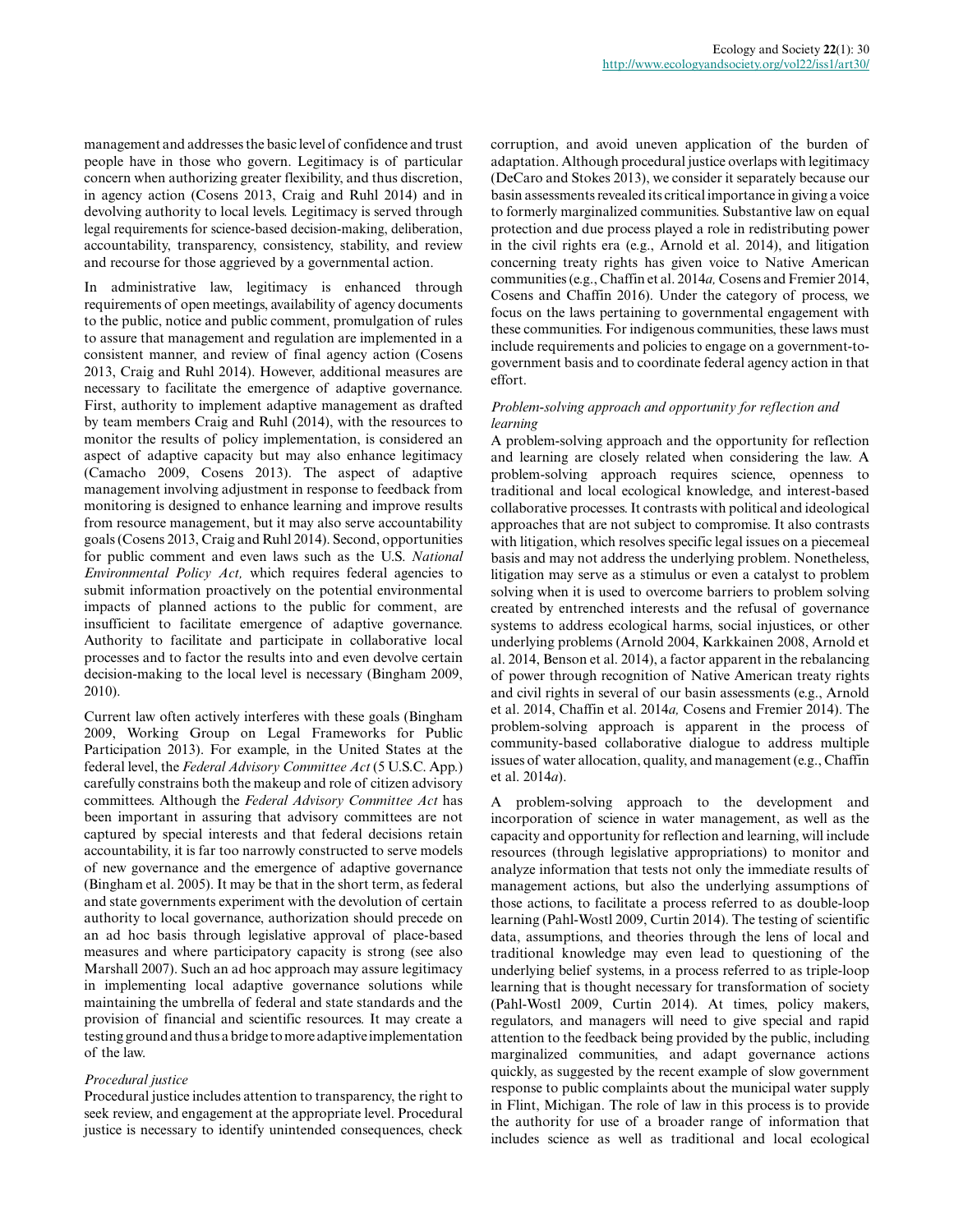management and addresses the basic level of confidence and trust people have in those who govern. Legitimacy is of particular concern when authorizing greater flexibility, and thus discretion, in agency action (Cosens 2013, Craig and Ruhl 2014) and in devolving authority to local levels. Legitimacy is served through legal requirements for science-based decision-making, deliberation, accountability, transparency, consistency, stability, and review and recourse for those aggrieved by a governmental action.

In administrative law, legitimacy is enhanced through requirements of open meetings, availability of agency documents to the public, notice and public comment, promulgation of rules to assure that management and regulation are implemented in a consistent manner, and review of final agency action (Cosens 2013, Craig and Ruhl 2014). However, additional measures are necessary to facilitate the emergence of adaptive governance. First, authority to implement adaptive management as drafted by team members Craig and Ruhl (2014), with the resources to monitor the results of policy implementation, is considered an aspect of adaptive capacity but may also enhance legitimacy (Camacho 2009, Cosens 2013). The aspect of adaptive management involving adjustment in response to feedback from monitoring is designed to enhance learning and improve results from resource management, but it may also serve accountability goals (Cosens 2013, Craig and Ruhl 2014). Second, opportunities for public comment and even laws such as the U.S. *National Environmental Policy Act,* which requires federal agencies to submit information proactively on the potential environmental impacts of planned actions to the public for comment, are insufficient to facilitate emergence of adaptive governance. Authority to facilitate and participate in collaborative local processes and to factor the results into and even devolve certain decision-making to the local level is necessary (Bingham 2009, 2010).

Current law often actively interferes with these goals (Bingham 2009, Working Group on Legal Frameworks for Public Participation 2013). For example, in the United States at the federal level, the *Federal Advisory Committee Act* (5 U.S.C. App.) carefully constrains both the makeup and role of citizen advisory committees. Although the *Federal Advisory Committee Act* has been important in assuring that advisory committees are not captured by special interests and that federal decisions retain accountability, it is far too narrowly constructed to serve models of new governance and the emergence of adaptive governance (Bingham et al. 2005). It may be that in the short term, as federal and state governments experiment with the devolution of certain authority to local governance, authorization should precede on an ad hoc basis through legislative approval of place-based measures and where participatory capacity is strong (see also Marshall 2007). Such an ad hoc approach may assure legitimacy in implementing local adaptive governance solutions while maintaining the umbrella of federal and state standards and the provision of financial and scientific resources. It may create a testing ground and thus a bridge to more adaptive implementation of the law.

*Procedural justice*

Procedural justice includes attention to transparency, the right to seek review, and engagement at the appropriate level. Procedural justice is necessary to identify unintended consequences, check corruption, and avoid uneven application of the burden of adaptation. Although procedural justice overlaps with legitimacy (DeCaro and Stokes 2013), we consider it separately because our basin assessments revealed its critical importance in giving a voice to formerly marginalized communities. Substantive law on equal protection and due process played a role in redistributing power in the civil rights era (e.g., Arnold et al. 2014), and litigation concerning treaty rights has given voice to Native American communities (e.g., Chaffin et al. 2014*a,* Cosens and Fremier 2014, Cosens and Chaffin 2016). Under the category of process, we focus on the laws pertaining to governmental engagement with these communities. For indigenous communities, these laws must include requirements and policies to engage on a government-to-government basis and to coordinate federal agency action in that effort.

*Problem-solving approach and opportunity for reflection and learning*

A problem-solving approach and the opportunity for reflection and learning are closely related when considering the law. A problem-solving approach requires science, openness to traditional and local ecological knowledge, and interest-based collaborative processes. It contrasts with political and ideological approaches that are not subject to compromise. It also contrasts with litigation, which resolves specific legal issues on a piecemeal basis and may not address the underlying problem. Nonetheless, litigation may serve as a stimulus or even a catalyst to problem solving when it is used to overcome barriers to problem solving created by entrenched interests and the refusal of governance systems to address ecological harms, social injustices, or other underlying problems (Arnold 2004, Karkkainen 2008, Arnold et al. 2014, Benson et al. 2014), a factor apparent in the rebalancing of power through recognition of Native American treaty rights and civil rights in several of our basin assessments (e.g., Arnold et al. 2014, Chaffin et al. 2014*a,* Cosens and Fremier 2014). The problem-solving approach is apparent in the process of community-based collaborative dialogue to address multiple issues of water allocation, quality, and management (e.g., Chaffin et al. 2014*a*).

A problem-solving approach to the development and incorporation of science in water management, as well as the capacity and opportunity for reflection and learning, will include resources (through legislative appropriations) to monitor and analyze information that tests not only the immediate results of management actions, but also the underlying assumptions of those actions, to facilitate a process referred to as double-loop learning (Pahl-Wostl 2009, Curtin 2014). The testing of scientific data, assumptions, and theories through the lens of local and traditional knowledge may even lead to questioning of the underlying belief systems, in a process referred to as triple-loop learning that is thought necessary for transformation of society (Pahl-Wostl 2009, Curtin 2014). At times, policy makers, regulators, and managers will need to give special and rapid attention to the feedback being provided by the public, including marginalized communities, and adapt governance actions quickly, as suggested by the recent example of slow government response to public complaints about the municipal water supply in Flint, Michigan. The role of law in this process is to provide the authority for use of a broader range of information that includes science as well as traditional and local ecological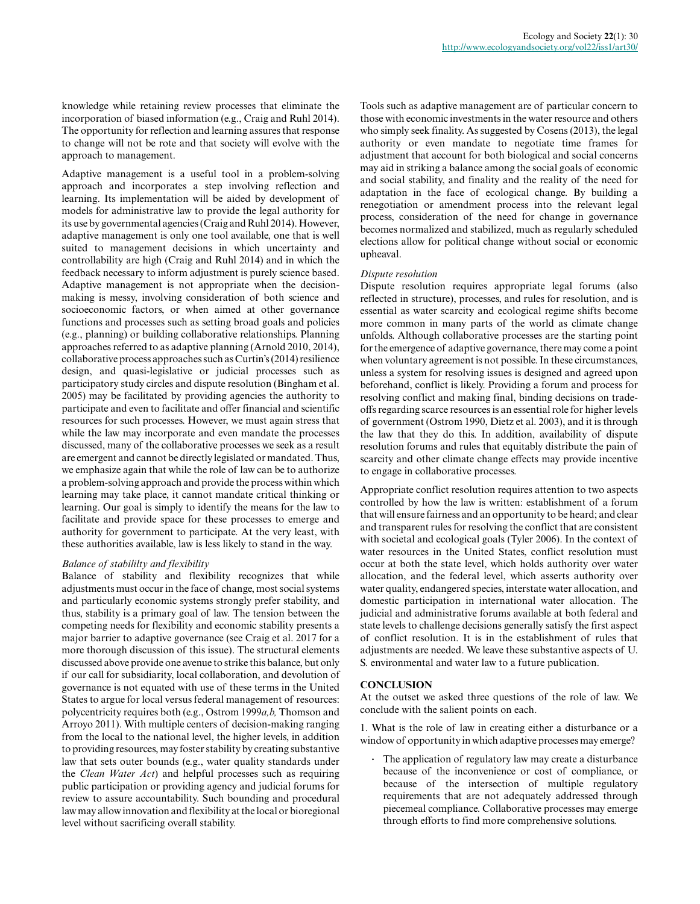knowledge while retaining review processes that eliminate the incorporation of biased information (e.g., Craig and Ruhl 2014). The opportunity for reflection and learning assures that response to change will not be rote and that society will evolve with the approach to management.

Adaptive management is a useful tool in a problem-solving approach and incorporates a step involving reflection and learning. Its implementation will be aided by development of models for administrative law to provide the legal authority for its use by governmental agencies (Craig and Ruhl 2014). However, adaptive management is only one tool available, one that is well suited to management decisions in which uncertainty and controllability are high (Craig and Ruhl 2014) and in which the feedback necessary to inform adjustment is purely science based. Adaptive management is not appropriate when the decision-making is messy, involving consideration of both science and socioeconomic factors, or when aimed at other governance functions and processes such as setting broad goals and policies (e.g., planning) or building collaborative relationships. Planning approaches referred to as adaptive planning (Arnold 2010, 2014), collaborative process approaches such as Curtin's (2014) resilience design, and quasi-legislative or judicial processes such as participatory study circles and dispute resolution (Bingham et al. 2005) may be facilitated by providing agencies the authority to participate and even to facilitate and offer financial and scientific resources for such processes. However, we must again stress that while the law may incorporate and even mandate the processes discussed, many of the collaborative processes we seek as a result are emergent and cannot be directly legislated or mandated. Thus, we emphasize again that while the role of law can be to authorize a problem-solving approach and provide the process within which learning may take place, it cannot mandate critical thinking or learning. Our goal is simply to identify the means for the law to facilitate and provide space for these processes to emerge and authority for government to participate. At the very least, with these authorities available, law is less likely to stand in the way.

*Balance of stabililty and flexibility*

Balance of stability and flexibility recognizes that while adjustments must occur in the face of change, most social systems and particularly economic systems strongly prefer stability, and thus, stability is a primary goal of law. The tension between the competing needs for flexibility and economic stability presents a major barrier to adaptive governance (see Craig et al. 2017 for a more thorough discussion of this issue). The structural elements discussed above provide one avenue to strike this balance, but only if our call for subsidiarity, local collaboration, and devolution of governance is not equated with use of these terms in the United States to argue for local versus federal management of resources: polycentricity requires both (e.g., Ostrom 1999*a,b,* Thomson and Arroyo 2011). With multiple centers of decision-making ranging from the local to the national level, the higher levels, in addition to providing resources, may foster stability by creating substantive law that sets outer bounds (e.g., water quality standards under the *Clean Water Act*) and helpful processes such as requiring public participation or providing agency and judicial forums for review to assure accountability. Such bounding and procedural law may allow innovation and flexibility at the local or bioregional level without sacrificing overall stability.

Tools such as adaptive management are of particular concern to those with economic investments in the water resource and others who simply seek finality. As suggested by Cosens (2013), the legal authority or even mandate to negotiate time frames for adjustment that account for both biological and social concerns may aid in striking a balance among the social goals of economic and social stability, and finality and the reality of the need for adaptation in the face of ecological change. By building a renegotiation or amendment process into the relevant legal process, consideration of the need for change in governance becomes normalized and stabilized, much as regularly scheduled elections allow for political change without social or economic upheaval.

*Dispute resolution*

Dispute resolution requires appropriate legal forums (also reflected in structure), processes, and rules for resolution, and is essential as water scarcity and ecological regime shifts become more common in many parts of the world as climate change unfolds. Although collaborative processes are the starting point for the emergence of adaptive governance, there may come a point when voluntary agreement is not possible. In these circumstances, unless a system for resolving issues is designed and agreed upon beforehand, conflict is likely. Providing a forum and process for resolving conflict and making final, binding decisions on trade-offs regarding scarce resources is an essential role for higher levels of government (Ostrom 1990, Dietz et al. 2003), and it is through the law that they do this. In addition, availability of dispute resolution forums and rules that equitably distribute the pain of scarcity and other climate change effects may provide incentive to engage in collaborative processes.

Appropriate conflict resolution requires attention to two aspects controlled by how the law is written: establishment of a forum that will ensure fairness and an opportunity to be heard; and clear and transparent rules for resolving the conflict that are consistent with societal and ecological goals (Tyler 2006). In the context of water resources in the United States, conflict resolution must occur at both the state level, which holds authority over water allocation, and the federal level, which asserts authority over water quality, endangered species, interstate water allocation, and domestic participation in international water allocation. The judicial and administrative forums available at both federal and state levels to challenge decisions generally satisfy the first aspect of conflict resolution. It is in the establishment of rules that adjustments are needed. We leave these substantive aspects of U. S. environmental and water law to a future publication.

## CONCLUSION

At the outset we asked three questions of the role of law. We conclude with the salient points on each.

1. What is the role of law in creating either a disturbance or a window of opportunity in which adaptive processes may emerge?

- The application of regulatory law may create a disturbance because of the inconvenience or cost of compliance, or because of the intersection of multiple regulatory requirements that are not adequately addressed through piecemeal compliance. Collaborative processes may emerge through efforts to find more comprehensive solutions.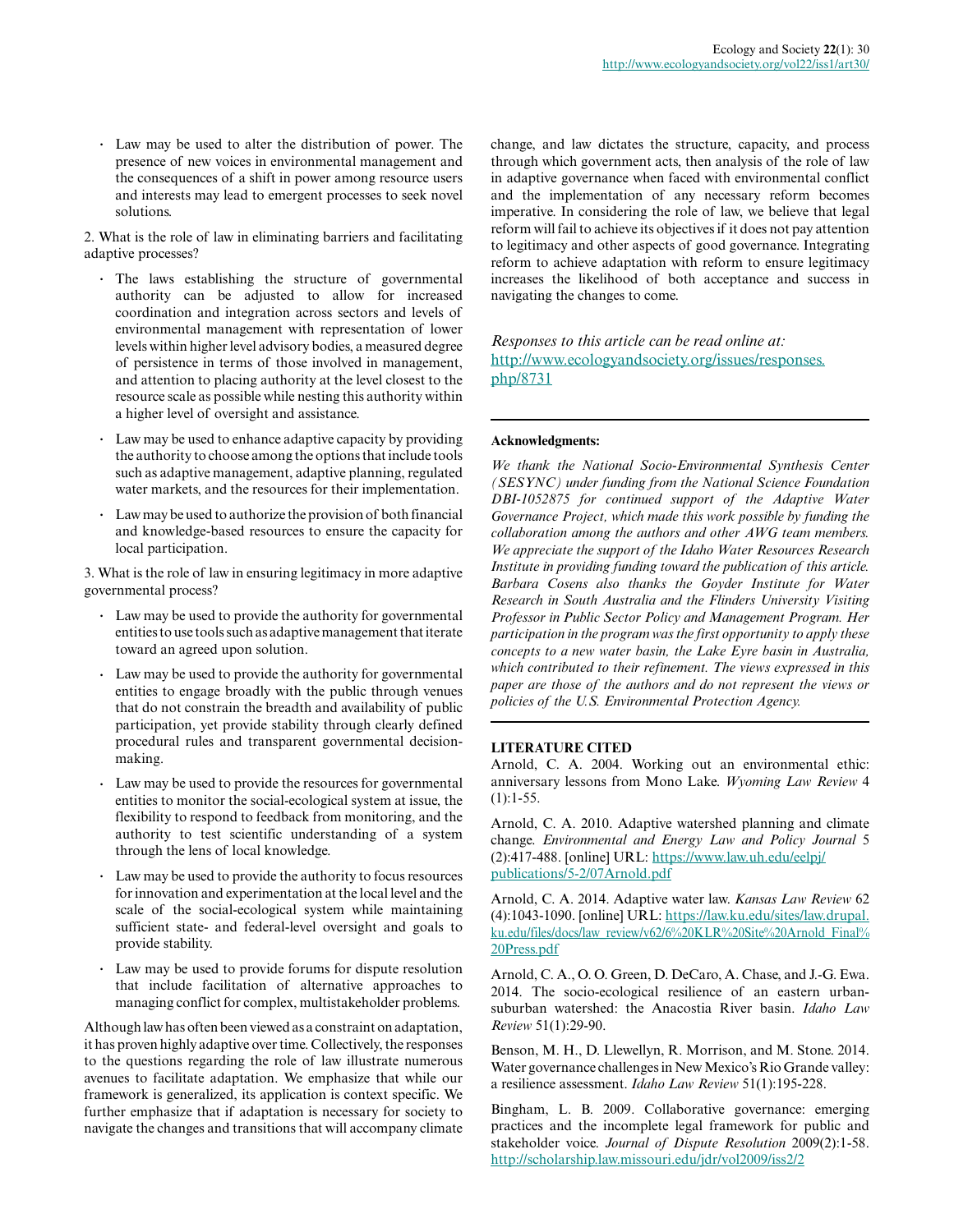- Law may be used to alter the distribution of power. The presence of new voices in environmental management and the consequences of a shift in power among resource users and interests may lead to emergent processes to seek novel solutions.

2. What is the role of law in eliminating barriers and facilitating adaptive processes?

- The laws establishing the structure of governmental authority can be adjusted to allow for increased coordination and integration across sectors and levels of environmental management with representation of lower levels within higher level advisory bodies, a measured degree of persistence in terms of those involved in management, and attention to placing authority at the level closest to the resource scale as possible while nesting this authority within a higher level of oversight and assistance.
- Law may be used to enhance adaptive capacity by providing the authority to choose among the options that include tools such as adaptive management, adaptive planning, regulated water markets, and the resources for their implementation.
- Law may be used to authorize the provision of both financial and knowledge-based resources to ensure the capacity for local participation.

3. What is the role of law in ensuring legitimacy in more adaptive governmental process?

- Law may be used to provide the authority for governmental entities to use tools such as adaptive management that iterate toward an agreed upon solution.
- Law may be used to provide the authority for governmental entities to engage broadly with the public through venues that do not constrain the breadth and availability of public participation, yet provide stability through clearly defined procedural rules and transparent governmental decision-making.
- Law may be used to provide the resources for governmental entities to monitor the social-ecological system at issue, the flexibility to respond to feedback from monitoring, and the authority to test scientific understanding of a system through the lens of local knowledge.
- Law may be used to provide the authority to focus resources for innovation and experimentation at the local level and the scale of the social-ecological system while maintaining sufficient state- and federal-level oversight and goals to provide stability.
- Law may be used to provide forums for dispute resolution that include facilitation of alternative approaches to managing conflict for complex, multistakeholder problems.

Although law has often been viewed as a constraint on adaptation, it has proven highly adaptive over time. Collectively, the responses to the questions regarding the role of law illustrate numerous avenues to facilitate adaptation. We emphasize that while our framework is generalized, its application is context specific. We further emphasize that if adaptation is necessary for society to navigate the changes and transitions that will accompany climate change, and law dictates the structure, capacity, and process through which government acts, then analysis of the role of law in adaptive governance when faced with environmental conflict and the implementation of any necessary reform becomes imperative. In considering the role of law, we believe that legal reform will fail to achieve its objectives if it does not pay attention to legitimacy and other aspects of good governance. Integrating reform to achieve adaptation with reform to ensure legitimacy increases the likelihood of both acceptance and success in navigating the changes to come.

*Responses to this article can be read online at:* http://www.ecologyandsociety.org/issues/responses.php/8731

**Acknowledgments:**

*We thank the National Socio-Environmental Synthesis Center (SESYNC) under funding from the National Science Foundation DBI-1052875 for continued support of the Adaptive Water Governance Project, which made this work possible by funding the collaboration among the authors and other AWG team members. We appreciate the support of the Idaho Water Resources Research Institute in providing funding toward the publication of this article. Barbara Cosens also thanks the Goyder Institute for Water Research in South Australia and the Flinders University Visiting Professor in Public Sector Policy and Management Program. Her participation in the program was the first opportunity to apply these concepts to a new water basin, the Lake Eyre basin in Australia, which contributed to their refinement. The views expressed in this paper are those of the authors and do not represent the views or policies of the U.S. Environmental Protection Agency.*

## LITERATURE CITED

Arnold, C. A. 2004. Working out an environmental ethic: anniversary lessons from Mono Lake. *Wyoming Law Review* 4 (1):1-55.

Arnold, C. A. 2010. Adaptive watershed planning and climate change. *Environmental and Energy Law and Policy Journal* 5 (2):417-488. [online] URL: https://www.law.uh.edu/eelpj/publications/5-2/07Arnold.pdf

Arnold, C. A. 2014. Adaptive water law. *Kansas Law Review* 62 (4):1043-1090. [online] URL: https://law.ku.edu/sites/law.drupal.ku.edu/files/docs/law_review/v62/6%20KLR%20Site%20Arnold_Final%20Press.pdf

Arnold, C. A., O. O. Green, D. DeCaro, A. Chase, and J.-G. Ewa. 2014. The socio-ecological resilience of an eastern urban-suburban watershed: the Anacostia River basin. *Idaho Law Review* 51(1):29-90.

Benson, M. H., D. Llewellyn, R. Morrison, and M. Stone. 2014. Water governance challenges in New Mexico's Rio Grande valley: a resilience assessment. *Idaho Law Review* 51(1):195-228.

Bingham, L. B. 2009. Collaborative governance: emerging practices and the incomplete legal framework for public and stakeholder voice. *Journal of Dispute Resolution* 2009(2):1-58. http://scholarship.law.missouri.edu/jdr/vol2009/iss2/2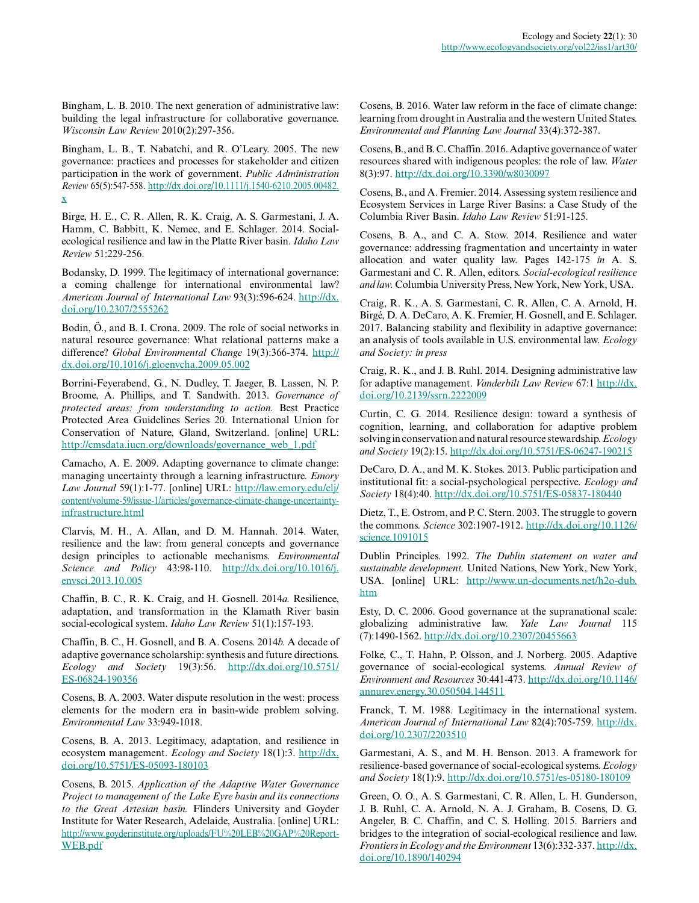Bingham, L. B. 2010. The next generation of administrative law: building the legal infrastructure for collaborative governance. *Wisconsin Law Review* 2010(2):297-356.

Bingham, L. B., T. Nabatchi, and R. O'Leary. 2005. The new governance: practices and processes for stakeholder and citizen participation in the work of government. *Public Administration Review* 65(5):547-558. http://dx.doi.org/10.1111/j.1540-6210.2005.00482.x

Birge, H. E., C. R. Allen, R. K. Craig, A. S. Garmestani, J. A. Hamm, C. Babbitt, K. Nemec, and E. Schlager. 2014. Social-ecological resilience and law in the Platte River basin. *Idaho Law Review* 51:229-256.

Bodansky, D. 1999. The legitimacy of international governance: a coming challenge for international environmental law? *American Journal of International Law* 93(3):596-624. http://dx.doi.org/10.2307/2555262

Bodin, Ö., and B. I. Crona. 2009. The role of social networks in natural resource governance: What relational patterns make a difference? *Global Environmental Change* 19(3):366-374. http://dx.doi.org/10.1016/j.gloenvcha.2009.05.002

Borrini-Feyerabend, G., N. Dudley, T. Jaeger, B. Lassen, N. P. Broome, A. Phillips, and T. Sandwith. 2013. *Governance of protected areas: from understanding to action.* Best Practice Protected Area Guidelines Series 20. International Union for Conservation of Nature, Gland, Switzerland. [online] URL: http://cmsdata.iucn.org/downloads/governance_web_1.pdf

Camacho, A. E. 2009. Adapting governance to climate change: managing uncertainty through a learning infrastructure. *Emory Law Journal* 59(1):1-77. [online] URL: http://law.emory.edu/elj/content/volume-59/issue-1/articles/governance-climate-change-uncertainty-infrastructure.html

Clarvis, M. H., A. Allan, and D. M. Hannah. 2014. Water, resilience and the law: from general concepts and governance design principles to actionable mechanisms. *Environmental Science and Policy* 43:98-110. http://dx.doi.org/10.1016/j.envsci.2013.10.005

Chaffin, B. C., R. K. Craig, and H. Gosnell. 2014*a.* Resilience, adaptation, and transformation in the Klamath River basin social-ecological system. *Idaho Law Review* 51(1):157-193.

Chaffin, B. C., H. Gosnell, and B. A. Cosens. 2014*b.* A decade of adaptive governance scholarship: synthesis and future directions. *Ecology and Society* 19(3):56. http://dx.doi.org/10.5751/ES-06824-190356

Cosens, B. A. 2003. Water dispute resolution in the west: process elements for the modern era in basin-wide problem solving. *Environmental Law* 33:949-1018.

Cosens, B. A. 2013. Legitimacy, adaptation, and resilience in ecosystem management. *Ecology and Society* 18(1):3. http://dx.doi.org/10.5751/ES-05093-180103

Cosens, B. 2015. *Application of the Adaptive Water Governance Project to management of the Lake Eyre basin and its connections to the Great Artesian basin.* Flinders University and Goyder Institute for Water Research, Adelaide, Australia. [online] URL: http://www.goyderinstitute.org/uploads/FU%20LEB%20GAP%20Report-WEB.pdf

Cosens, B. 2016. Water law reform in the face of climate change: learning from drought in Australia and the western United States. *Environmental and Planning Law Journal* 33(4):372-387.

Cosens, B., and B. C. Chaffin. 2016. Adaptive governance of water resources shared with indigenous peoples: the role of law. *Water* 8(3):97. http://dx.doi.org/10.3390/w8030097

Cosens, B., and A. Fremier. 2014. Assessing system resilience and Ecosystem Services in Large River Basins: a Case Study of the Columbia River Basin. *Idaho Law Review* 51:91-125.

Cosens, B. A., and C. A. Stow. 2014. Resilience and water governance: addressing fragmentation and uncertainty in water allocation and water quality law. Pages 142-175 *in* A. S. Garmestani and C. R. Allen, editors. *Social-ecological resilience and law.* Columbia University Press, New York, New York, USA.

Craig, R. K., A. S. Garmestani, C. R. Allen, C. A. Arnold, H. Birgé, D. A. DeCaro, A. K. Fremier, H. Gosnell, and E. Schlager. 2017. Balancing stability and flexibility in adaptive governance: an analysis of tools available in U.S. environmental law. *Ecology and Society: in press*

Craig, R. K., and J. B. Ruhl. 2014. Designing administrative law for adaptive management. *Vanderbilt Law Review* 67:1 http://dx.doi.org/10.2139/ssrn.2222009

Curtin, C. G. 2014. Resilience design: toward a synthesis of cognition, learning, and collaboration for adaptive problem solving in conservation and natural resource stewardship. *Ecology and Society* 19(2):15. http://dx.doi.org/10.5751/ES-06247-190215

DeCaro, D. A., and M. K. Stokes. 2013. Public participation and institutional fit: a social-psychological perspective. *Ecology and Society* 18(4):40. http://dx.doi.org/10.5751/ES-05837-180440

Dietz, T., E. Ostrom, and P. C. Stern. 2003. The struggle to govern the commons. *Science* 302:1907-1912. http://dx.doi.org/10.1126/science.1091015

Dublin Principles. 1992. *The Dublin statement on water and sustainable development.* United Nations, New York, New York, USA. [online] URL: http://www.un-documents.net/h2o-dub.htm

Esty, D. C. 2006. Good governance at the supranational scale: globalizing administrative law. *Yale Law Journal* 115 (7):1490-1562. http://dx.doi.org/10.2307/20455663

Folke, C., T. Hahn, P. Olsson, and J. Norberg. 2005. Adaptive governance of social-ecological systems. *Annual Review of Environment and Resources* 30:441-473. http://dx.doi.org/10.1146/annurev.energy.30.050504.144511

Franck, T. M. 1988. Legitimacy in the international system. *American Journal of International Law* 82(4):705-759. http://dx.doi.org/10.2307/2203510

Garmestani, A. S., and M. H. Benson. 2013. A framework for resilience-based governance of social-ecological systems. *Ecology and Society* 18(1):9. http://dx.doi.org/10.5751/es-05180-180109

Green, O. O., A. S. Garmestani, C. R. Allen, L. H. Gunderson, J. B. Ruhl, C. A. Arnold, N. A. J. Graham, B. Cosens, D. G. Angeler, B. C. Chaffin, and C. S. Holling. 2015. Barriers and bridges to the integration of social-ecological resilience and law. *Frontiers in Ecology and the Environment* 13(6):332-337. http://dx.doi.org/10.1890/140294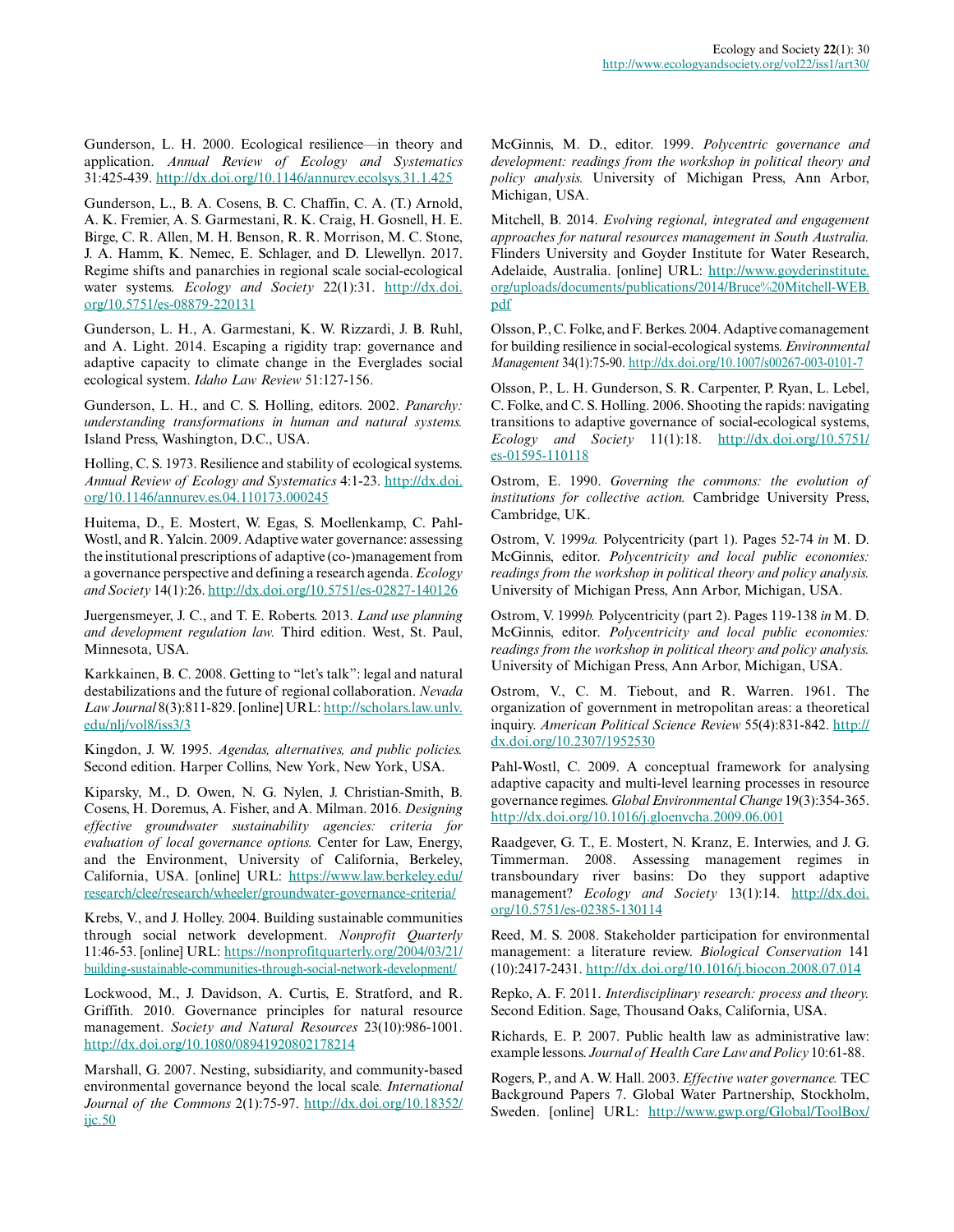Gunderson, L. H. 2000. Ecological resilience—in theory and application. *Annual Review of Ecology and Systematics* 31:425-439. http://dx.doi.org/10.1146/annurev.ecolsys.31.1.425

Gunderson, L., B. A. Cosens, B. C. Chaffin, C. A. (T.) Arnold, A. K. Fremier, A. S. Garmestani, R. K. Craig, H. Gosnell, H. E. Birge, C. R. Allen, M. H. Benson, R. R. Morrison, M. C. Stone, J. A. Hamm, K. Nemec, E. Schlager, and D. Llewellyn. 2017. Regime shifts and panarchies in regional scale social-ecological water systems. *Ecology and Society* 22(1):31. http://dx.doi.org/10.5751/es-08879-220131

Gunderson, L. H., A. Garmestani, K. W. Rizzardi, J. B. Ruhl, and A. Light. 2014. Escaping a rigidity trap: governance and adaptive capacity to climate change in the Everglades social ecological system. *Idaho Law Review* 51:127-156.

Gunderson, L. H., and C. S. Holling, editors. 2002. *Panarchy: understanding transformations in human and natural systems.* Island Press, Washington, D.C., USA.

Holling, C. S. 1973. Resilience and stability of ecological systems. *Annual Review of Ecology and Systematics* 4:1-23. http://dx.doi.org/10.1146/annurev.es.04.110173.000245

Huitema, D., E. Mostert, W. Egas, S. Moellenkamp, C. Pahl-Wostl, and R. Yalcin. 2009. Adaptive water governance: assessing the institutional prescriptions of adaptive (co-)management from a governance perspective and defining a research agenda. *Ecology and Society* 14(1):26. http://dx.doi.org/10.5751/es-02827-140126

Juergensmeyer, J. C., and T. E. Roberts. 2013. *Land use planning and development regulation law.* Third edition. West, St. Paul, Minnesota, USA.

Karkkainen, B. C. 2008. Getting to "let's talk": legal and natural destabilizations and the future of regional collaboration. *Nevada Law Journal* 8(3):811-829. [online] URL: http://scholars.law.unlv.edu/nlj/vol8/iss3/3

Kingdon, J. W. 1995. *Agendas, alternatives, and public policies.* Second edition. Harper Collins, New York, New York, USA.

Kiparsky, M., D. Owen, N. G. Nylen, J. Christian-Smith, B. Cosens, H. Doremus, A. Fisher, and A. Milman. 2016. *Designing effective groundwater sustainability agencies: criteria for evaluation of local governance options.* Center for Law, Energy, and the Environment, University of California, Berkeley, California, USA. [online] URL: https://www.law.berkeley.edu/research/clee/research/wheeler/groundwater-governance-criteria/

Krebs, V., and J. Holley. 2004. Building sustainable communities through social network development. *Nonprofit Quarterly* 11:46-53. [online] URL: https://nonprofitquarterly.org/2004/03/21/building-sustainable-communities-through-social-network-development/

Lockwood, M., J. Davidson, A. Curtis, E. Stratford, and R. Griffith. 2010. Governance principles for natural resource management. *Society and Natural Resources* 23(10):986-1001. http://dx.doi.org/10.1080/08941920802178214

Marshall, G. 2007. Nesting, subsidiarity, and community-based environmental governance beyond the local scale. *International Journal of the Commons* 2(1):75-97. http://dx.doi.org/10.18352/ijc.50

McGinnis, M. D., editor. 1999. *Polycentric governance and development: readings from the workshop in political theory and policy analysis.* University of Michigan Press, Ann Arbor, Michigan, USA.

Mitchell, B. 2014. *Evolving regional, integrated and engagement approaches for natural resources management in South Australia.* Flinders University and Goyder Institute for Water Research, Adelaide, Australia. [online] URL: http://www.goyderinstitute.org/uploads/documents/publications/2014/Bruce%20Mitchell-WEB.pdf

Olsson, P., C. Folke, and F. Berkes. 2004. Adaptive comanagement for building resilience in social-ecological systems. *Environmental Management* 34(1):75-90. http://dx.doi.org/10.1007/s00267-003-0101-7

Olsson, P., L. H. Gunderson, S. R. Carpenter, P. Ryan, L. Lebel, C. Folke, and C. S. Holling. 2006. Shooting the rapids: navigating transitions to adaptive governance of social-ecological systems, *Ecology and Society* 11(1):18. http://dx.doi.org/10.5751/es-01595-110118

Ostrom, E. 1990. *Governing the commons: the evolution of institutions for collective action.* Cambridge University Press, Cambridge, UK.

Ostrom, V. 1999*a.* Polycentricity (part 1). Pages 52-74 *in* M. D. McGinnis, editor. *Polycentricity and local public economies: readings from the workshop in political theory and policy analysis.* University of Michigan Press, Ann Arbor, Michigan, USA.

Ostrom, V. 1999*b.* Polycentricity (part 2). Pages 119-138 *in* M. D. McGinnis, editor. *Polycentricity and local public economies: readings from the workshop in political theory and policy analysis.* University of Michigan Press, Ann Arbor, Michigan, USA.

Ostrom, V., C. M. Tiebout, and R. Warren. 1961. The organization of government in metropolitan areas: a theoretical inquiry. *American Political Science Review* 55(4):831-842. http://dx.doi.org/10.2307/1952530

Pahl-Wostl, C. 2009. A conceptual framework for analysing adaptive capacity and multi-level learning processes in resource governance regimes. *Global Environmental Change* 19(3):354-365. http://dx.doi.org/10.1016/j.gloenvcha.2009.06.001

Raadgever, G. T., E. Mostert, N. Kranz, E. Interwies, and J. G. Timmerman. 2008. Assessing management regimes in transboundary river basins: Do they support adaptive management? *Ecology and Society* 13(1):14. http://dx.doi.org/10.5751/es-02385-130114

Reed, M. S. 2008. Stakeholder participation for environmental management: a literature review. *Biological Conservation* 141 (10):2417-2431. http://dx.doi.org/10.1016/j.biocon.2008.07.014

Repko, A. F. 2011. *Interdisciplinary research: process and theory.* Second Edition. Sage, Thousand Oaks, California, USA.

Richards, E. P. 2007. Public health law as administrative law: example lessons. *Journal of Health Care Law and Policy* 10:61-88.

Rogers, P., and A. W. Hall. 2003. *Effective water governance.* TEC Background Papers 7. Global Water Partnership, Stockholm, Sweden. [online] URL: http://www.gwp.org/Global/ToolBox/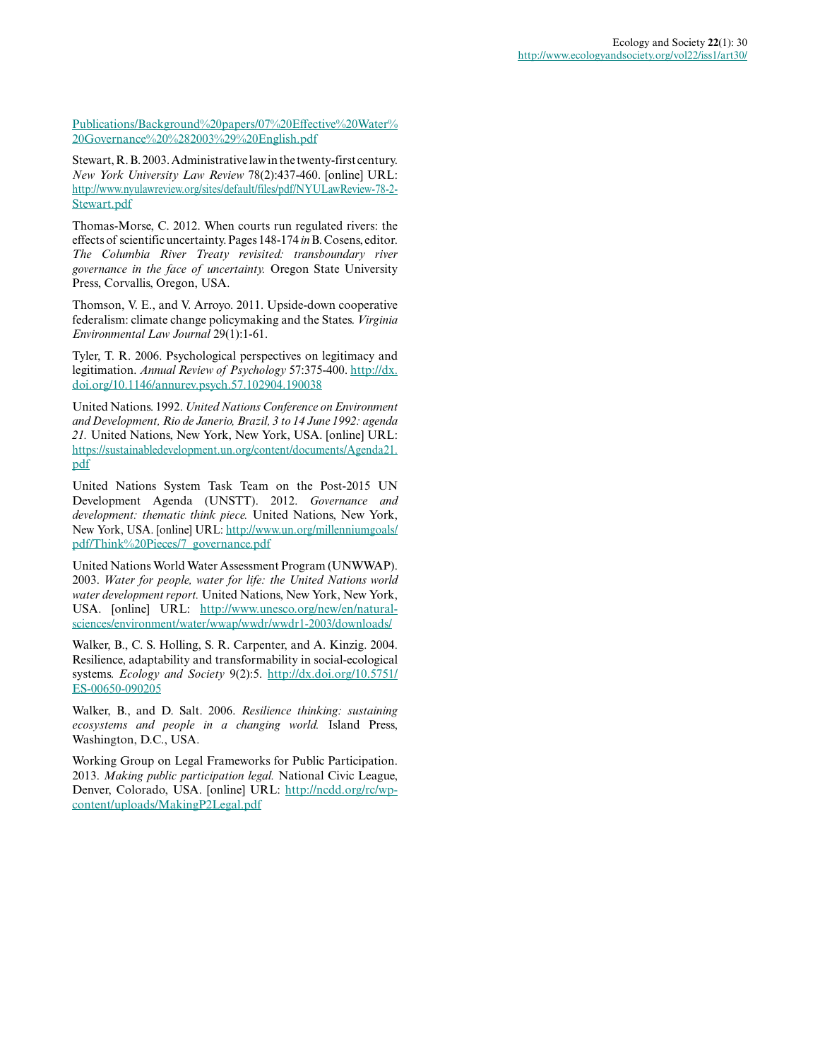Publications/Background%20papers/07%20Effective%20Water%20Governance%20%282003%29%20English.pdf

Stewart, R. B. 2003. Administrative law in the twenty-first century. *New York University Law Review* 78(2):437-460. [online] URL: http://www.nyulawreview.org/sites/default/files/pdf/NYULawReview-78-2-Stewart.pdf

Thomas-Morse, C. 2012. When courts run regulated rivers: the effects of scientific uncertainty. Pages 148-174 *in* B. Cosens, editor. *The Columbia River Treaty revisited: transboundary river governance in the face of uncertainty.* Oregon State University Press, Corvallis, Oregon, USA.

Thomson, V. E., and V. Arroyo. 2011. Upside-down cooperative federalism: climate change policymaking and the States. *Virginia Environmental Law Journal* 29(1):1-61.

Tyler, T. R. 2006. Psychological perspectives on legitimacy and legitimation. *Annual Review of Psychology* 57:375-400. http://dx.doi.org/10.1146/annurev.psych.57.102904.190038

United Nations. 1992. *United Nations Conference on Environment and Development, Rio de Janerio, Brazil, 3 to 14 June 1992: agenda 21.* United Nations, New York, New York, USA. [online] URL: https://sustainabledevelopment.un.org/content/documents/Agenda21.pdf

United Nations System Task Team on the Post-2015 UN Development Agenda (UNSTT). 2012. *Governance and development: thematic think piece.* United Nations, New York, New York, USA. [online] URL: http://www.un.org/millenniumgoals/pdf/Think%20Pieces/7_governance.pdf

United Nations World Water Assessment Program (UNWWAP). 2003. *Water for people, water for life: the United Nations world water development report.* United Nations, New York, New York, USA. [online] URL: http://www.unesco.org/new/en/natural-sciences/environment/water/wwap/wwdr/wwdr1-2003/downloads/

Walker, B., C. S. Holling, S. R. Carpenter, and A. Kinzig. 2004. Resilience, adaptability and transformability in social-ecological systems. *Ecology and Society* 9(2):5. http://dx.doi.org/10.5751/ES-00650-090205

Walker, B., and D. Salt. 2006. *Resilience thinking: sustaining ecosystems and people in a changing world.* Island Press, Washington, D.C., USA.

Working Group on Legal Frameworks for Public Participation. 2013. *Making public participation legal.* National Civic League, Denver, Colorado, USA. [online] URL: http://ncdd.org/rc/wp-content/uploads/MakingP2Legal.pdf